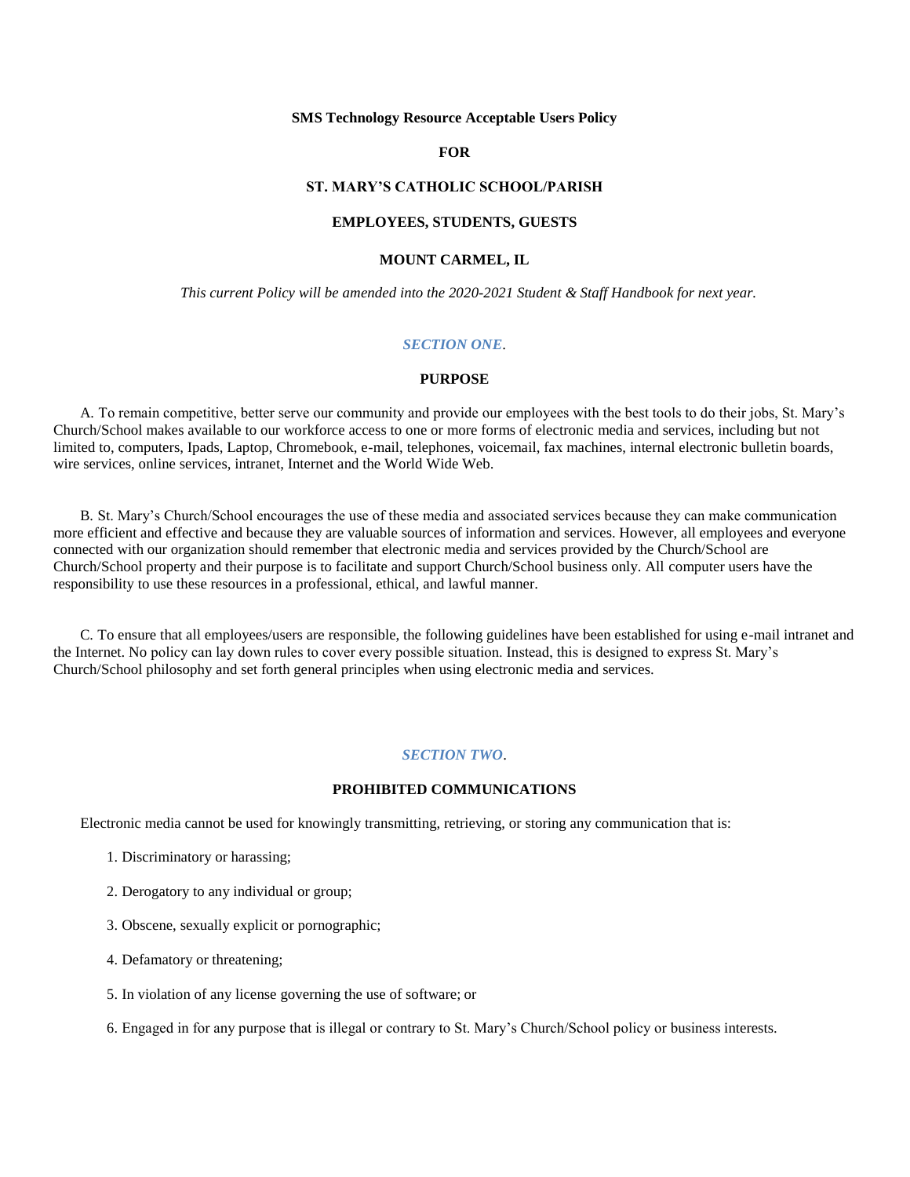**SMS Technology Resource Acceptable Users Policy**

**FOR**

**ST. MARY'S CATHOLIC SCHOOL/PARISH**

**EMPLOYEES, STUDENTS, GUESTS**

**MOUNT CARMEL, IL**

*This current Policy will be amended into the 2020-2021 Student & Staff Handbook for next year.*

## *SECTION ONE*.

## PURPOSE

A. To remain competitive, better serve our community and provide our employees with the best tools to do their jobs, St. Mary's Church/School makes available to our workforce access to one or more forms of electronic media and services, including but not limited to, computers, Ipads, Laptop, Chromebook, e-mail, telephones, voicemail, fax machines, internal electronic bulletin boards, wire services, online services, intranet, Internet and the World Wide Web.

B. St. Mary's Church/School encourages the use of these media and associated services because they can make communication more efficient and effective and because they are valuable sources of information and services. However, all employees and everyone connected with our organization should remember that electronic media and services provided by the Church/School are Church/School property and their purpose is to facilitate and support Church/School business only. All computer users have the responsibility to use these resources in a professional, ethical, and lawful manner.

C. To ensure that all employees/users are responsible, the following guidelines have been established for using e-mail intranet and the Internet. No policy can lay down rules to cover every possible situation. Instead, this is designed to express St. Mary's Church/School philosophy and set forth general principles when using electronic media and services.

## *SECTION TWO*.

## PROHIBITED COMMUNICATIONS

Electronic media cannot be used for knowingly transmitting, retrieving, or storing any communication that is:

1. Discriminatory or harassing;
2. Derogatory to any individual or group;
3. Obscene, sexually explicit or pornographic;
4. Defamatory or threatening;
5. In violation of any license governing the use of software; or
6. Engaged in for any purpose that is illegal or contrary to St. Mary's Church/School policy or business interests.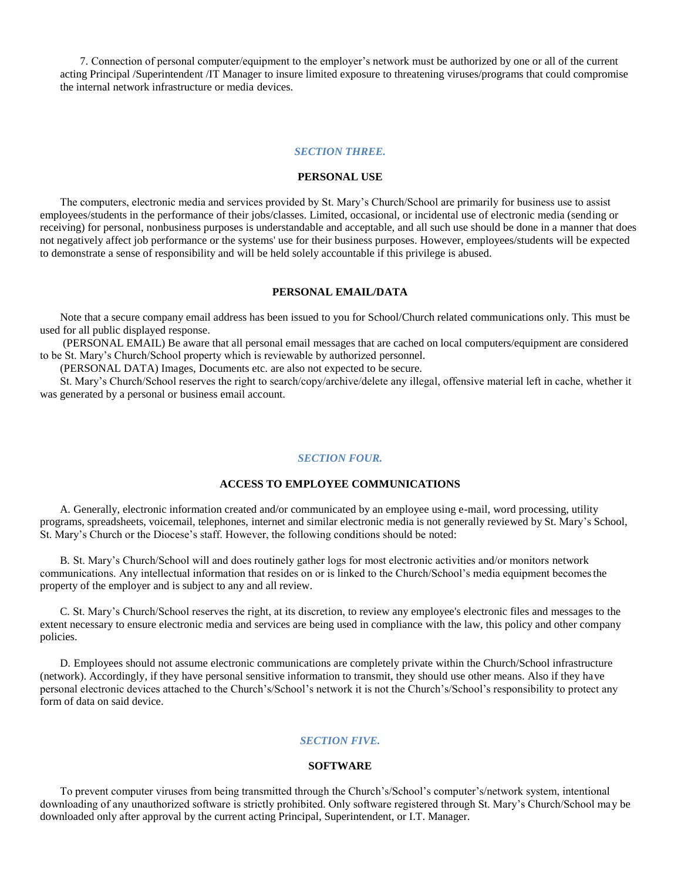7. Connection of personal computer/equipment to the employer's network must be authorized by one or all of the current acting Principal /Superintendent /IT Manager to insure limited exposure to threatening viruses/programs that could compromise the internal network infrastructure or media devices.

## *SECTION THREE.*

### PERSONAL USE

The computers, electronic media and services provided by St. Mary's Church/School are primarily for business use to assist employees/students in the performance of their jobs/classes. Limited, occasional, or incidental use of electronic media (sending or receiving) for personal, nonbusiness purposes is understandable and acceptable, and all such use should be done in a manner that does not negatively affect job performance or the systems' use for their business purposes. However, employees/students will be expected to demonstrate a sense of responsibility and will be held solely accountable if this privilege is abused.

### PERSONAL EMAIL/DATA

Note that a secure company email address has been issued to you for School/Church related communications only. This must be used for all public displayed response.

(PERSONAL EMAIL) Be aware that all personal email messages that are cached on local computers/equipment are considered to be St. Mary's Church/School property which is reviewable by authorized personnel.

(PERSONAL DATA) Images, Documents etc. are also not expected to be secure.

St. Mary's Church/School reserves the right to search/copy/archive/delete any illegal, offensive material left in cache, whether it was generated by a personal or business email account.

## *SECTION FOUR.*

### ACCESS TO EMPLOYEE COMMUNICATIONS

A. Generally, electronic information created and/or communicated by an employee using e-mail, word processing, utility programs, spreadsheets, voicemail, telephones, internet and similar electronic media is not generally reviewed by St. Mary's School, St. Mary's Church or the Diocese's staff. However, the following conditions should be noted:

B. St. Mary's Church/School will and does routinely gather logs for most electronic activities and/or monitors network communications. Any intellectual information that resides on or is linked to the Church/School's media equipment becomes the property of the employer and is subject to any and all review.

C. St. Mary's Church/School reserves the right, at its discretion, to review any employee's electronic files and messages to the extent necessary to ensure electronic media and services are being used in compliance with the law, this policy and other company policies.

D. Employees should not assume electronic communications are completely private within the Church/School infrastructure (network). Accordingly, if they have personal sensitive information to transmit, they should use other means. Also if they have personal electronic devices attached to the Church's/School's network it is not the Church's/School's responsibility to protect any form of data on said device.

## *SECTION FIVE.*

### SOFTWARE

To prevent computer viruses from being transmitted through the Church's/School's computer's/network system, intentional downloading of any unauthorized software is strictly prohibited. Only software registered through St. Mary's Church/School may be downloaded only after approval by the current acting Principal, Superintendent, or I.T. Manager.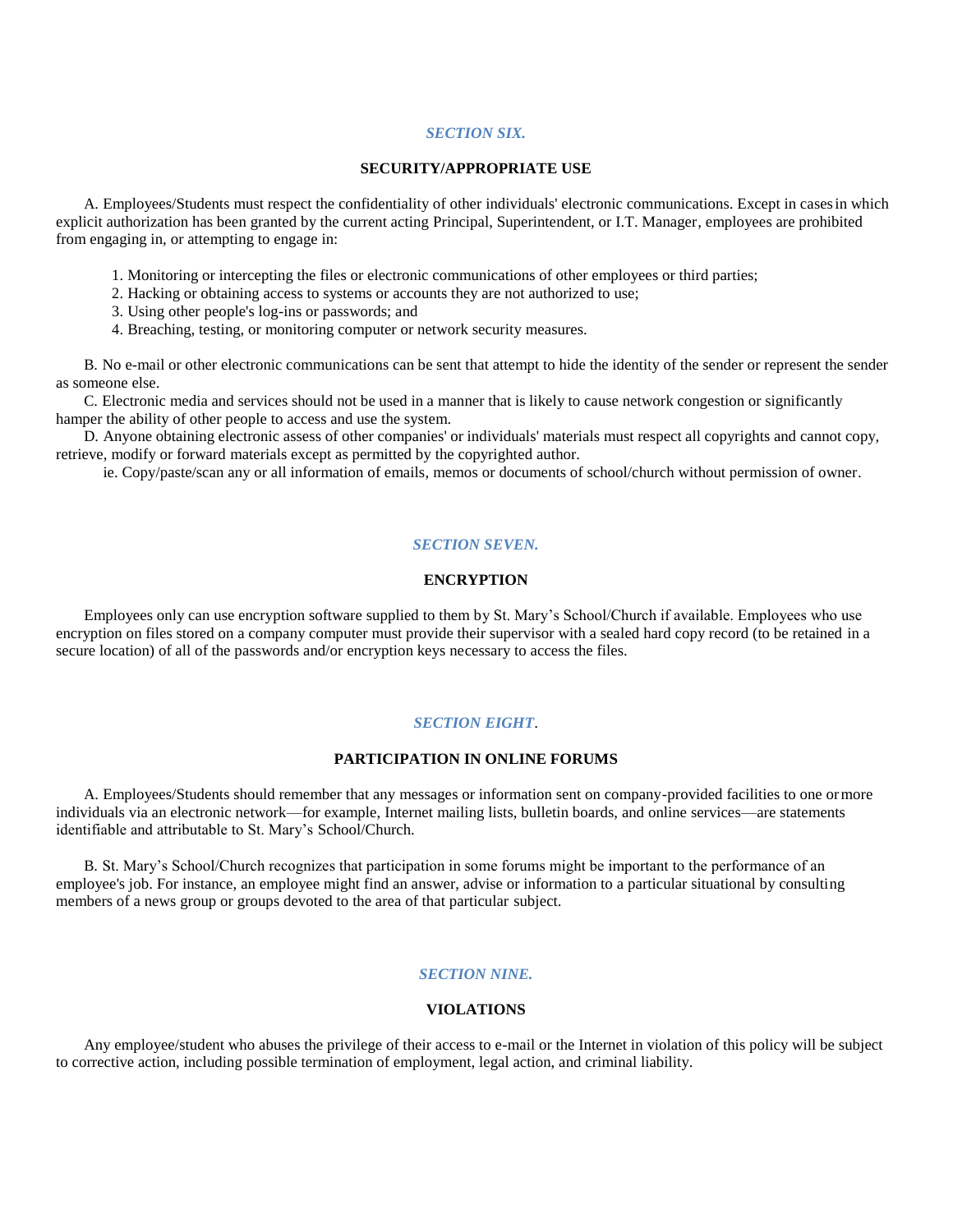## *SECTION SIX.*

### SECURITY/APPROPRIATE USE

A. Employees/Students must respect the confidentiality of other individuals' electronic communications. Except in cases in which explicit authorization has been granted by the current acting Principal, Superintendent, or I.T. Manager, employees are prohibited from engaging in, or attempting to engage in:

1. Monitoring or intercepting the files or electronic communications of other employees or third parties;
2. Hacking or obtaining access to systems or accounts they are not authorized to use;
3. Using other people's log-ins or passwords; and
4. Breaching, testing, or monitoring computer or network security measures.

B. No e-mail or other electronic communications can be sent that attempt to hide the identity of the sender or represent the sender as someone else.

C. Electronic media and services should not be used in a manner that is likely to cause network congestion or significantly hamper the ability of other people to access and use the system.

D. Anyone obtaining electronic assess of other companies' or individuals' materials must respect all copyrights and cannot copy, retrieve, modify or forward materials except as permitted by the copyrighted author.

ie. Copy/paste/scan any or all information of emails, memos or documents of school/church without permission of owner.

## *SECTION SEVEN.*

### ENCRYPTION

Employees only can use encryption software supplied to them by St. Mary's School/Church if available. Employees who use encryption on files stored on a company computer must provide their supervisor with a sealed hard copy record (to be retained in a secure location) of all of the passwords and/or encryption keys necessary to access the files.

## *SECTION EIGHT*.

### PARTICIPATION IN ONLINE FORUMS

A. Employees/Students should remember that any messages or information sent on company-provided facilities to one or more individuals via an electronic network—for example, Internet mailing lists, bulletin boards, and online services—are statements identifiable and attributable to St. Mary's School/Church.

B. St. Mary's School/Church recognizes that participation in some forums might be important to the performance of an employee's job. For instance, an employee might find an answer, advise or information to a particular situational by consulting members of a news group or groups devoted to the area of that particular subject.

## *SECTION NINE.*

### VIOLATIONS

Any employee/student who abuses the privilege of their access to e-mail or the Internet in violation of this policy will be subject to corrective action, including possible termination of employment, legal action, and criminal liability.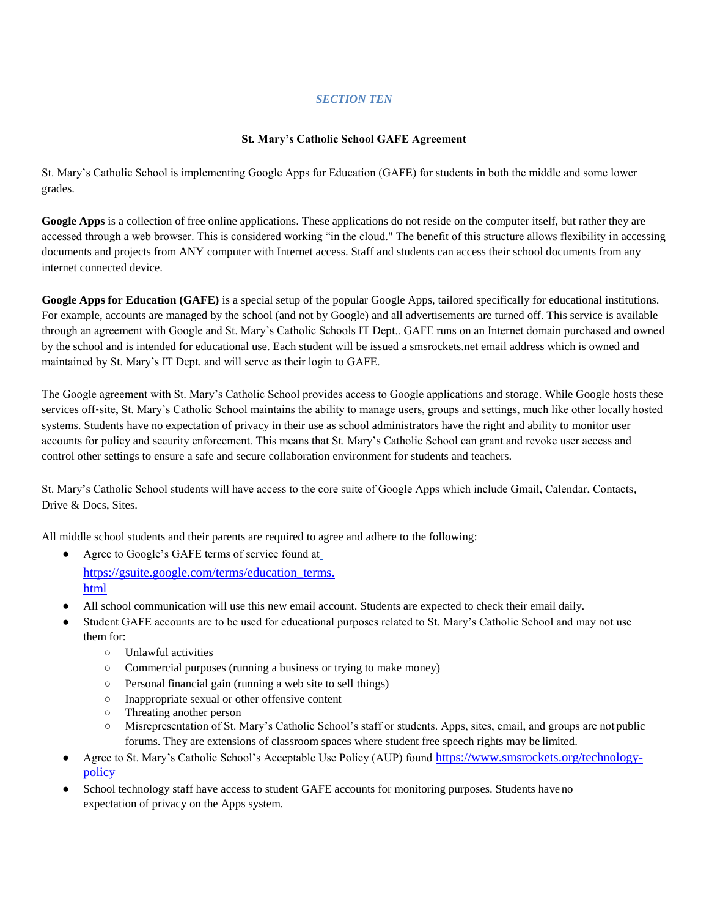*SECTION TEN*

**St. Mary's Catholic School GAFE Agreement**

St. Mary's Catholic School is implementing Google Apps for Education (GAFE) for students in both the middle and some lower grades.

**Google Apps** is a collection of free online applications. These applications do not reside on the computer itself, but rather they are accessed through a web browser. This is considered working "in the cloud." The benefit of this structure allows flexibility in accessing documents and projects from ANY computer with Internet access. Staff and students can access their school documents from any internet connected device.

**Google Apps for Education (GAFE)** is a special setup of the popular Google Apps, tailored specifically for educational institutions. For example, accounts are managed by the school (and not by Google) and all advertisements are turned off. This service is available through an agreement with Google and St. Mary's Catholic Schools IT Dept.. GAFE runs on an Internet domain purchased and owned by the school and is intended for educational use. Each student will be issued a smsrockets.net email address which is owned and maintained by St. Mary's IT Dept. and will serve as their login to GAFE.

The Google agreement with St. Mary's Catholic School provides access to Google applications and storage. While Google hosts these services off-site, St. Mary's Catholic School maintains the ability to manage users, groups and settings, much like other locally hosted systems. Students have no expectation of privacy in their use as school administrators have the right and ability to monitor user accounts for policy and security enforcement. This means that St. Mary's Catholic School can grant and revoke user access and control other settings to ensure a safe and secure collaboration environment for students and teachers.

St. Mary's Catholic School students will have access to the core suite of Google Apps which include Gmail, Calendar, Contacts, Drive & Docs, Sites.

All middle school students and their parents are required to agree and adhere to the following:

- Agree to Google's GAFE terms of service found at https://gsuite.google.com/terms/education_terms.html
- All school communication will use this new email account. Students are expected to check their email daily.
- Student GAFE accounts are to be used for educational purposes related to St. Mary's Catholic School and may not use them for:
  - Unlawful activities
  - Commercial purposes (running a business or trying to make money)
  - Personal financial gain (running a web site to sell things)
  - Inappropriate sexual or other offensive content
  - Threating another person
  - Misrepresentation of St. Mary's Catholic School's staff or students. Apps, sites, email, and groups are not public forums. They are extensions of classroom spaces where student free speech rights may be limited.
- Agree to St. Mary's Catholic School's Acceptable Use Policy (AUP) found https://www.smsrockets.org/technology-policy
- School technology staff have access to student GAFE accounts for monitoring purposes. Students have no expectation of privacy on the Apps system.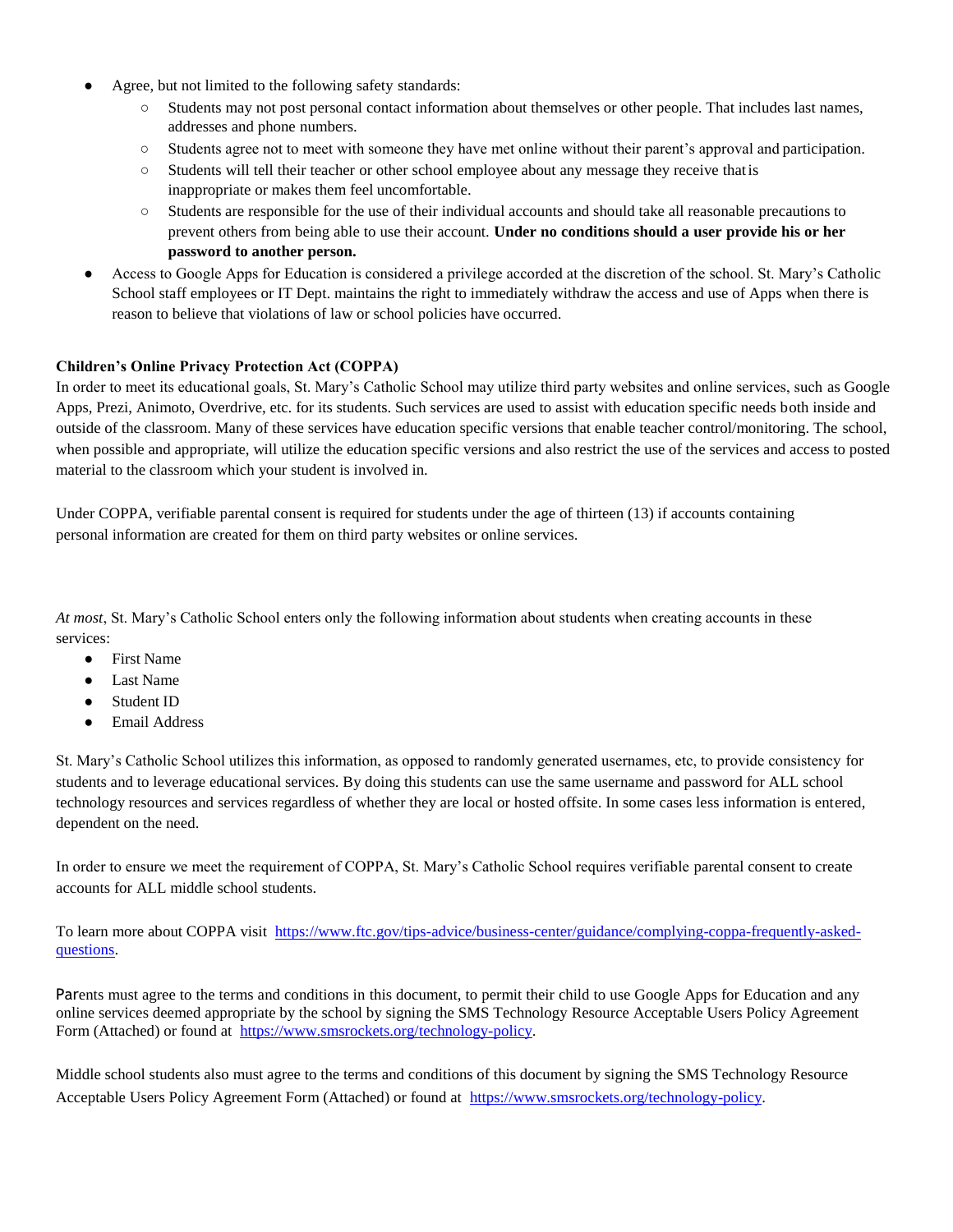- Agree, but not limited to the following safety standards:
  - Students may not post personal contact information about themselves or other people. That includes last names, addresses and phone numbers.
  - Students agree not to meet with someone they have met online without their parent's approval and participation.
  - Students will tell their teacher or other school employee about any message they receive that is inappropriate or makes them feel uncomfortable.
  - Students are responsible for the use of their individual accounts and should take all reasonable precautions to prevent others from being able to use their account. **Under no conditions should a user provide his or her password to another person.**
- Access to Google Apps for Education is considered a privilege accorded at the discretion of the school. St. Mary's Catholic School staff employees or IT Dept. maintains the right to immediately withdraw the access and use of Apps when there is reason to believe that violations of law or school policies have occurred.

**Children's Online Privacy Protection Act (COPPA)**

In order to meet its educational goals, St. Mary's Catholic School may utilize third party websites and online services, such as Google Apps, Prezi, Animoto, Overdrive, etc. for its students. Such services are used to assist with education specific needs both inside and outside of the classroom. Many of these services have education specific versions that enable teacher control/monitoring. The school, when possible and appropriate, will utilize the education specific versions and also restrict the use of the services and access to posted material to the classroom which your student is involved in.

Under COPPA, verifiable parental consent is required for students under the age of thirteen (13) if accounts containing personal information are created for them on third party websites or online services.

*At most*, St. Mary's Catholic School enters only the following information about students when creating accounts in these services:

- First Name
- Last Name
- Student ID
- Email Address

St. Mary's Catholic School utilizes this information, as opposed to randomly generated usernames, etc, to provide consistency for students and to leverage educational services. By doing this students can use the same username and password for ALL school technology resources and services regardless of whether they are local or hosted offsite. In some cases less information is entered, dependent on the need.

In order to ensure we meet the requirement of COPPA, St. Mary's Catholic School requires verifiable parental consent to create accounts for ALL middle school students.

To learn more about COPPA visit https://www.ftc.gov/tips-advice/business-center/guidance/complying-coppa-frequently-asked-questions.

Parents must agree to the terms and conditions in this document, to permit their child to use Google Apps for Education and any online services deemed appropriate by the school by signing the SMS Technology Resource Acceptable Users Policy Agreement Form (Attached) or found at https://www.smsrockets.org/technology-policy.

Middle school students also must agree to the terms and conditions of this document by signing the SMS Technology Resource Acceptable Users Policy Agreement Form (Attached) or found at https://www.smsrockets.org/technology-policy.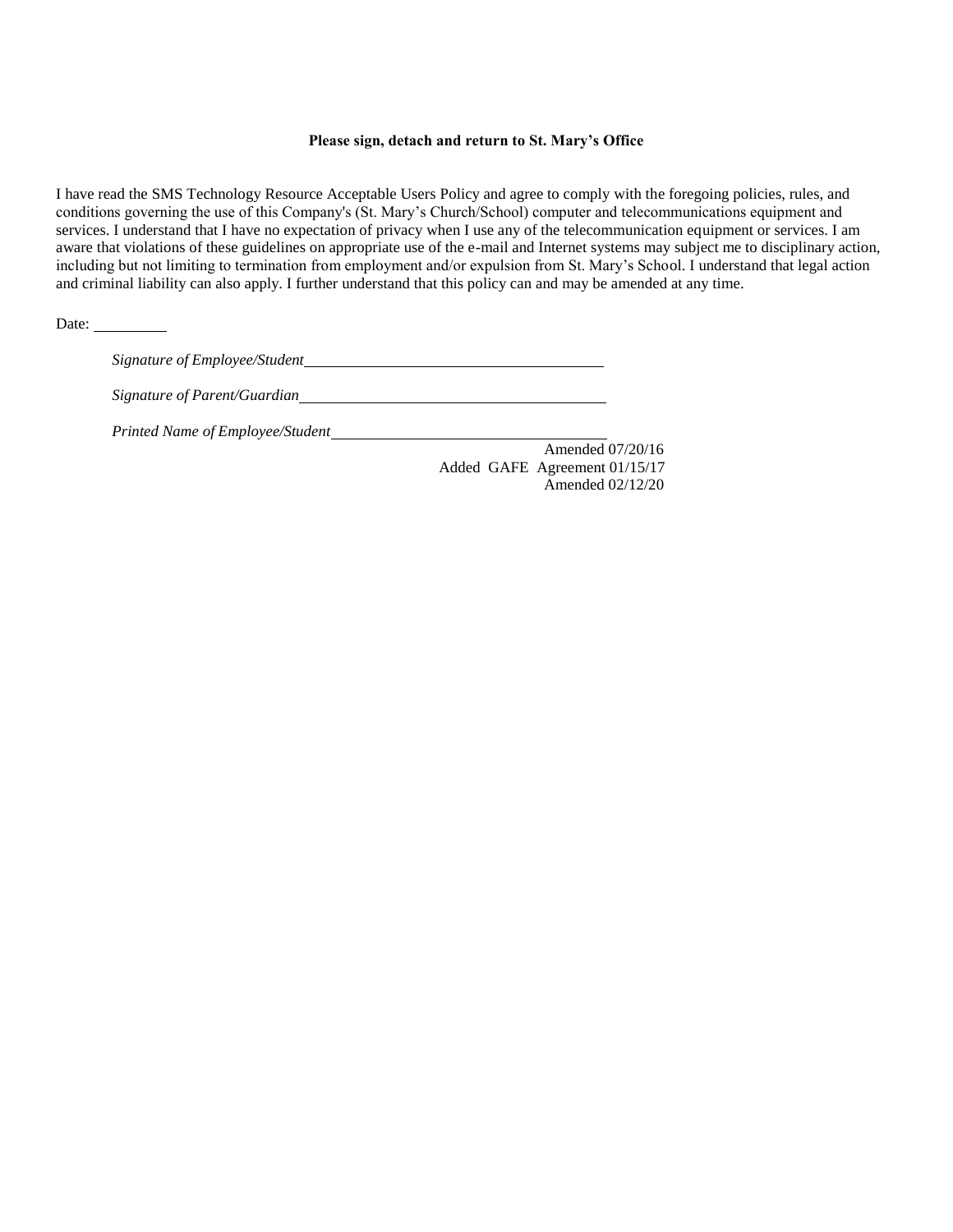**Please sign, detach and return to St. Mary's Office**

I have read the SMS Technology Resource Acceptable Users Policy and agree to comply with the foregoing policies, rules, and conditions governing the use of this Company's (St. Mary's Church/School) computer and telecommunications equipment and services. I understand that I have no expectation of privacy when I use any of the telecommunication equipment or services. I am aware that violations of these guidelines on appropriate use of the e-mail and Internet systems may subject me to disciplinary action, including but not limiting to termination from employment and/or expulsion from St. Mary's School. I understand that legal action and criminal liability can also apply. I further understand that this policy can and may be amended at any time.

Date: __________

*Signature of Employee/Student*______________________________________

*Signature of Parent/Guardian*______________________________________

*Printed Name of Employee/Student*__________________________________

Amended 07/20/16
Added GAFE Agreement 01/15/17
Amended 02/12/20